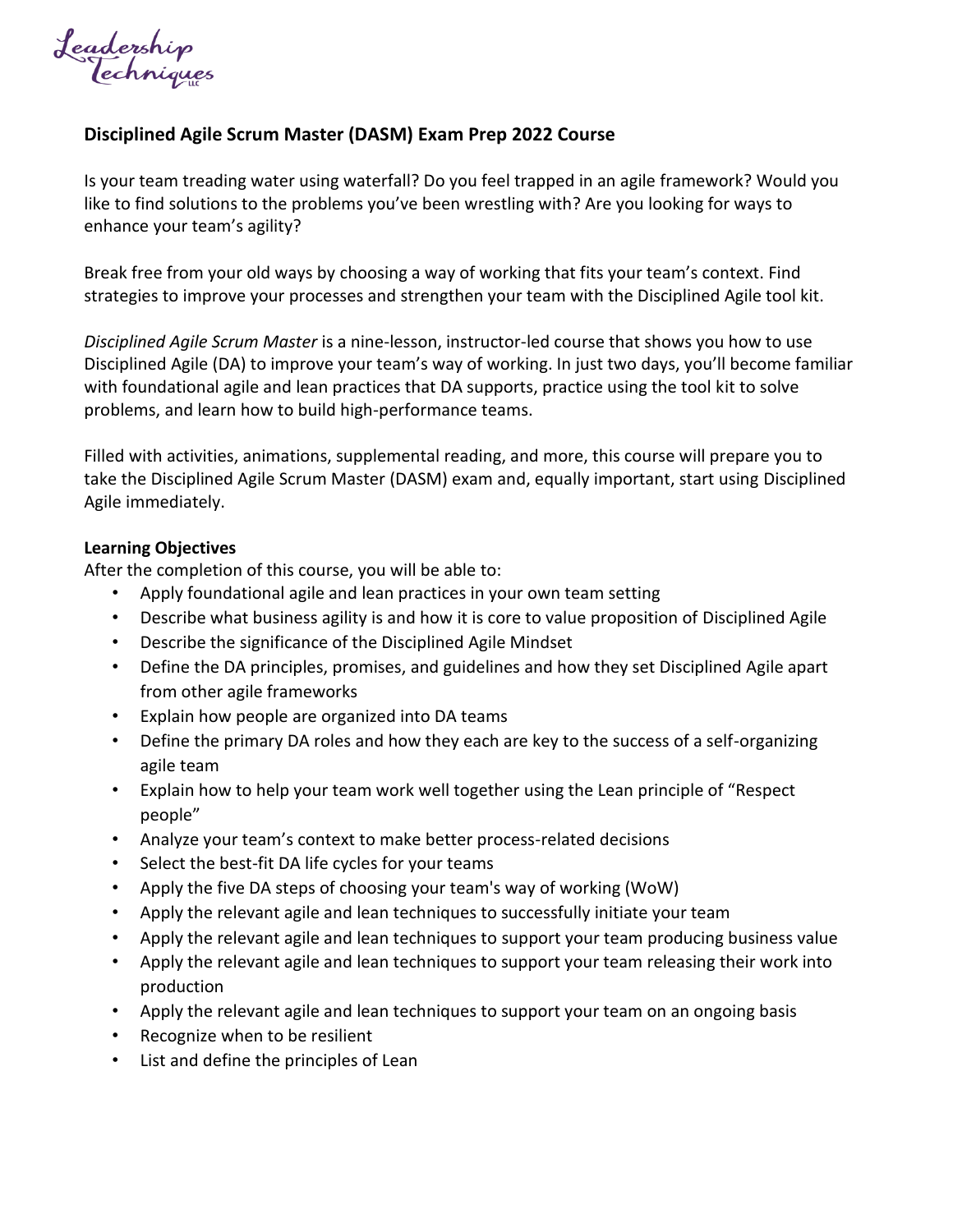Leadership Techniques LLC

**Disciplined Agile Scrum Master (DASM) Exam Prep 2022 Course**

Is your team treading water using waterfall? Do you feel trapped in an agile framework? Would you like to find solutions to the problems you've been wrestling with? Are you looking for ways to enhance your team's agility?

Break free from your old ways by choosing a way of working that fits your team's context. Find strategies to improve your processes and strengthen your team with the Disciplined Agile tool kit.

*Disciplined Agile Scrum Master* is a nine-lesson, instructor-led course that shows you how to use Disciplined Agile (DA) to improve your team's way of working. In just two days, you'll become familiar with foundational agile and lean practices that DA supports, practice using the tool kit to solve problems, and learn how to build high-performance teams.

Filled with activities, animations, supplemental reading, and more, this course will prepare you to take the Disciplined Agile Scrum Master (DASM) exam and, equally important, start using Disciplined Agile immediately.

**Learning Objectives**

After the completion of this course, you will be able to:

- Apply foundational agile and lean practices in your own team setting
- Describe what business agility is and how it is core to value proposition of Disciplined Agile
- Describe the significance of the Disciplined Agile Mindset
- Define the DA principles, promises, and guidelines and how they set Disciplined Agile apart from other agile frameworks
- Explain how people are organized into DA teams
- Define the primary DA roles and how they each are key to the success of a self-organizing agile team
- Explain how to help your team work well together using the Lean principle of "Respect people"
- Analyze your team's context to make better process-related decisions
- Select the best-fit DA life cycles for your teams
- Apply the five DA steps of choosing your team's way of working (WoW)
- Apply the relevant agile and lean techniques to successfully initiate your team
- Apply the relevant agile and lean techniques to support your team producing business value
- Apply the relevant agile and lean techniques to support your team releasing their work into production
- Apply the relevant agile and lean techniques to support your team on an ongoing basis
- Recognize when to be resilient
- List and define the principles of Lean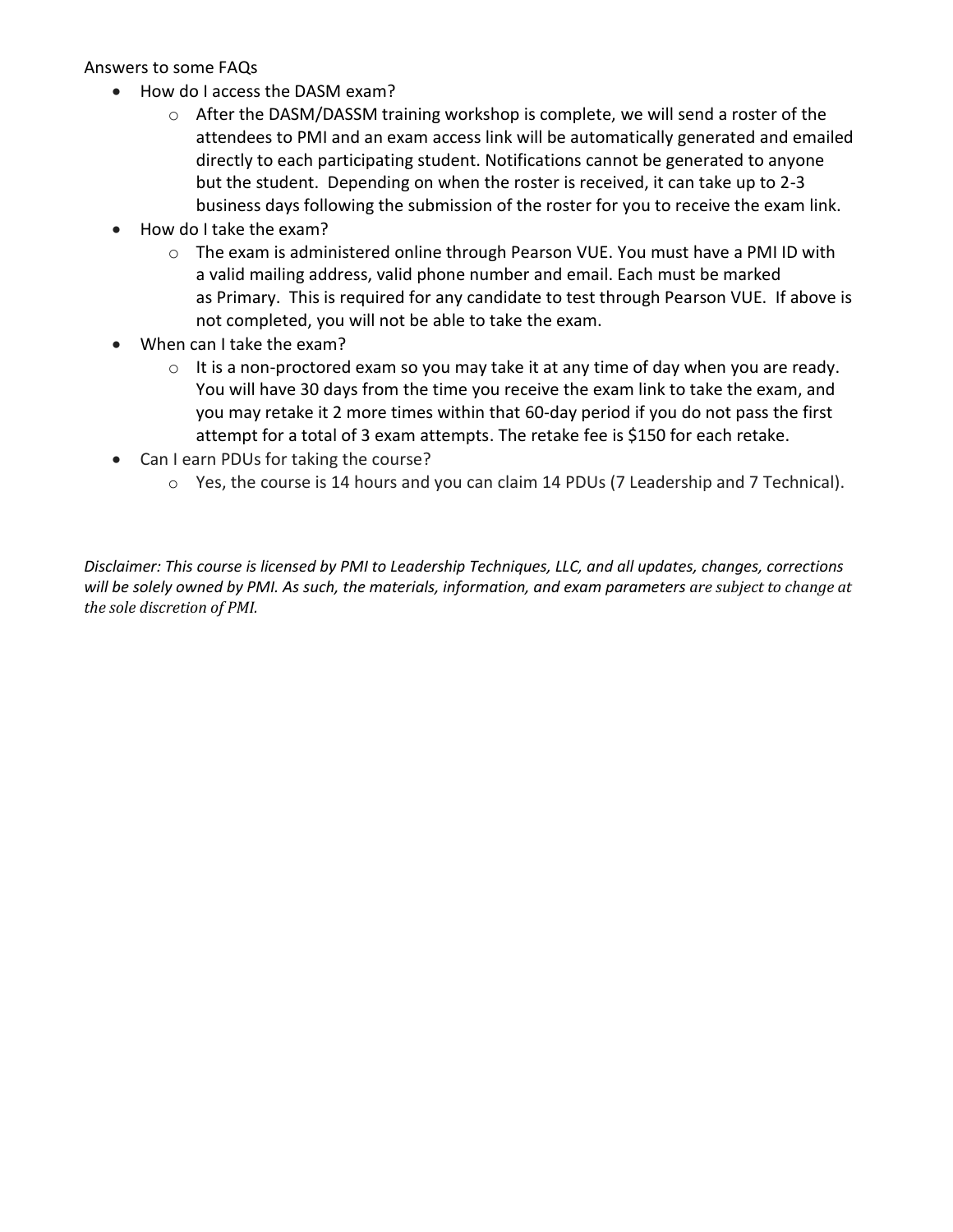Answers to some FAQs

- How do I access the DASM exam?
  - After the DASM/DASSM training workshop is complete, we will send a roster of the attendees to PMI and an exam access link will be automatically generated and emailed directly to each participating student. Notifications cannot be generated to anyone but the student. Depending on when the roster is received, it can take up to 2-3 business days following the submission of the roster for you to receive the exam link.
- How do I take the exam?
  - The exam is administered online through Pearson VUE. You must have a PMI ID with a valid mailing address, valid phone number and email. Each must be marked as Primary. This is required for any candidate to test through Pearson VUE. If above is not completed, you will not be able to take the exam.
- When can I take the exam?
  - It is a non-proctored exam so you may take it at any time of day when you are ready. You will have 30 days from the time you receive the exam link to take the exam, and you may retake it 2 more times within that 60-day period if you do not pass the first attempt for a total of 3 exam attempts. The retake fee is $150 for each retake.
- Can I earn PDUs for taking the course?
  - Yes, the course is 14 hours and you can claim 14 PDUs (7 Leadership and 7 Technical).

*Disclaimer: This course is licensed by PMI to Leadership Techniques, LLC, and all updates, changes, corrections will be solely owned by PMI. As such, the materials, information, and exam parameters are subject to change at the sole discretion of PMI.*